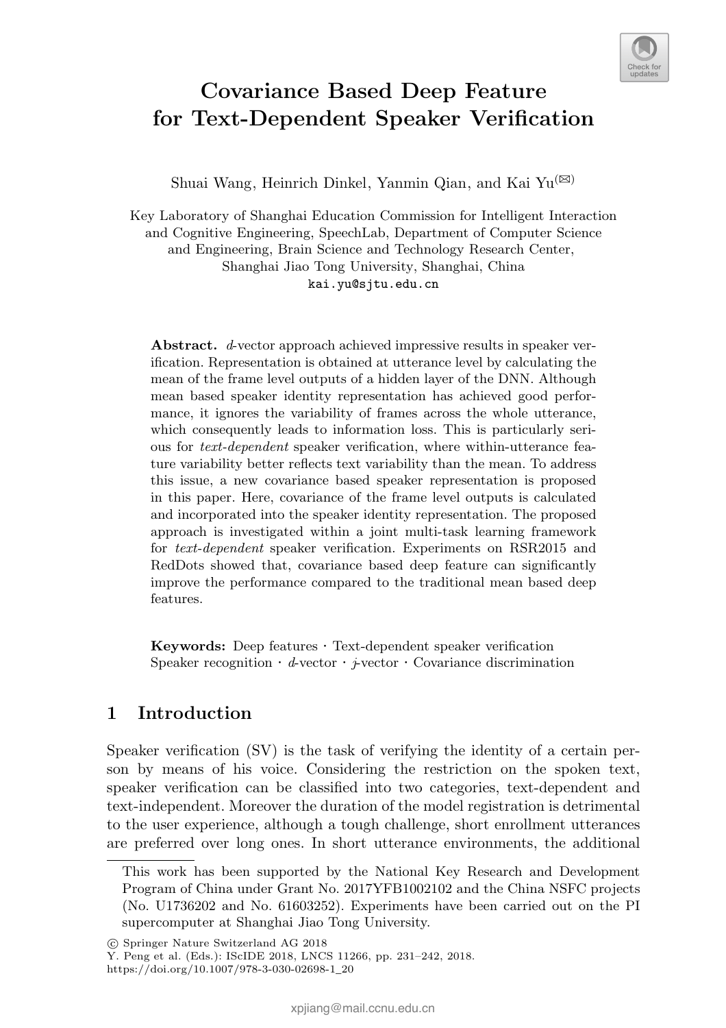# Covariance Based Deep Feature for Text-Dependent Speaker Verification

Shuai Wang, Heinrich Dinkel, Yanmin Qian, and Kai Yu[✉]

Key Laboratory of Shanghai Education Commission for Intelligent Interaction and Cognitive Engineering, SpeechLab, Department of Computer Science and Engineering, Brain Science and Technology Research Center, Shanghai Jiao Tong University, Shanghai, China
kai.yu@sjtu.edu.cn

**Abstract.** *d*-vector approach achieved impressive results in speaker verification. Representation is obtained at utterance level by calculating the mean of the frame level outputs of a hidden layer of the DNN. Although mean based speaker identity representation has achieved good performance, it ignores the variability of frames across the whole utterance, which consequently leads to information loss. This is particularly serious for *text-dependent* speaker verification, where within-utterance feature variability better reflects text variability than the mean. To address this issue, a new covariance based speaker representation is proposed in this paper. Here, covariance of the frame level outputs is calculated and incorporated into the speaker identity representation. The proposed approach is investigated within a joint multi-task learning framework for *text-dependent* speaker verification. Experiments on RSR2015 and RedDots showed that, covariance based deep feature can significantly improve the performance compared to the traditional mean based deep features.

**Keywords:** Deep features · Text-dependent speaker verification Speaker recognition · *d*-vector · *j*-vector · Covariance discrimination

## 1 Introduction

Speaker verification (SV) is the task of verifying the identity of a certain person by means of his voice. Considering the restriction on the spoken text, speaker verification can be classified into two categories, text-dependent and text-independent. Moreover the duration of the model registration is detrimental to the user experience, although a tough challenge, short enrollment utterances are preferred over long ones. In short utterance environments, the additional

This work has been supported by the National Key Research and Development Program of China under Grant No. 2017YFB1002102 and the China NSFC projects (No. U1736202 and No. 61603252). Experiments have been carried out on the PI supercomputer at Shanghai Jiao Tong University.

© Springer Nature Switzerland AG 2018
Y. Peng et al. (Eds.): IScIDE 2018, LNCS 11266, pp. 231–242, 2018.
https://doi.org/10.1007/978-3-030-02698-1_20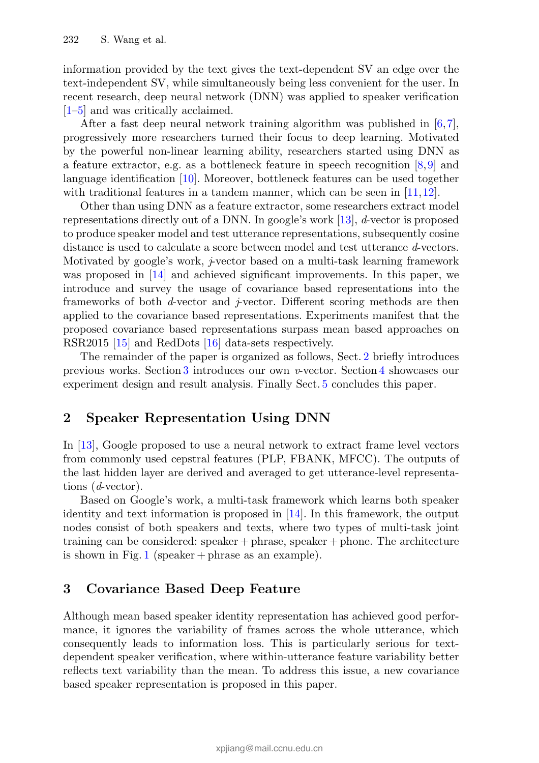information provided by the text gives the text-dependent SV an edge over the text-independent SV, while simultaneously being less convenient for the user. In recent research, deep neural network (DNN) was applied to speaker verification [1–5] and was critically acclaimed.

After a fast deep neural network training algorithm was published in [6,7], progressively more researchers turned their focus to deep learning. Motivated by the powerful non-linear learning ability, researchers started using DNN as a feature extractor, e.g. as a bottleneck feature in speech recognition [8,9] and language identification [10]. Moreover, bottleneck features can be used together with traditional features in a tandem manner, which can be seen in [11,12].

Other than using DNN as a feature extractor, some researchers extract model representations directly out of a DNN. In google's work [13], *d*-vector is proposed to produce speaker model and test utterance representations, subsequently cosine distance is used to calculate a score between model and test utterance *d*-vectors. Motivated by google's work, *j*-vector based on a multi-task learning framework was proposed in [14] and achieved significant improvements. In this paper, we introduce and survey the usage of covariance based representations into the frameworks of both *d*-vector and *j*-vector. Different scoring methods are then applied to the covariance based representations. Experiments manifest that the proposed covariance based representations surpass mean based approaches on RSR2015 [15] and RedDots [16] data-sets respectively.

The remainder of the paper is organized as follows, Sect. 2 briefly introduces previous works. Section 3 introduces our own *v*-vector. Section 4 showcases our experiment design and result analysis. Finally Sect. 5 concludes this paper.

## 2 Speaker Representation Using DNN

In [13], Google proposed to use a neural network to extract frame level vectors from commonly used cepstral features (PLP, FBANK, MFCC). The outputs of the last hidden layer are derived and averaged to get utterance-level representations (*d*-vector).

Based on Google's work, a multi-task framework which learns both speaker identity and text information is proposed in [14]. In this framework, the output nodes consist of both speakers and texts, where two types of multi-task joint training can be considered: speaker + phrase, speaker + phone. The architecture is shown in Fig. 1 (speaker + phrase as an example).

## 3 Covariance Based Deep Feature

Although mean based speaker identity representation has achieved good performance, it ignores the variability of frames across the whole utterance, which consequently leads to information loss. This is particularly serious for text-dependent speaker verification, where within-utterance feature variability better reflects text variability than the mean. To address this issue, a new covariance based speaker representation is proposed in this paper.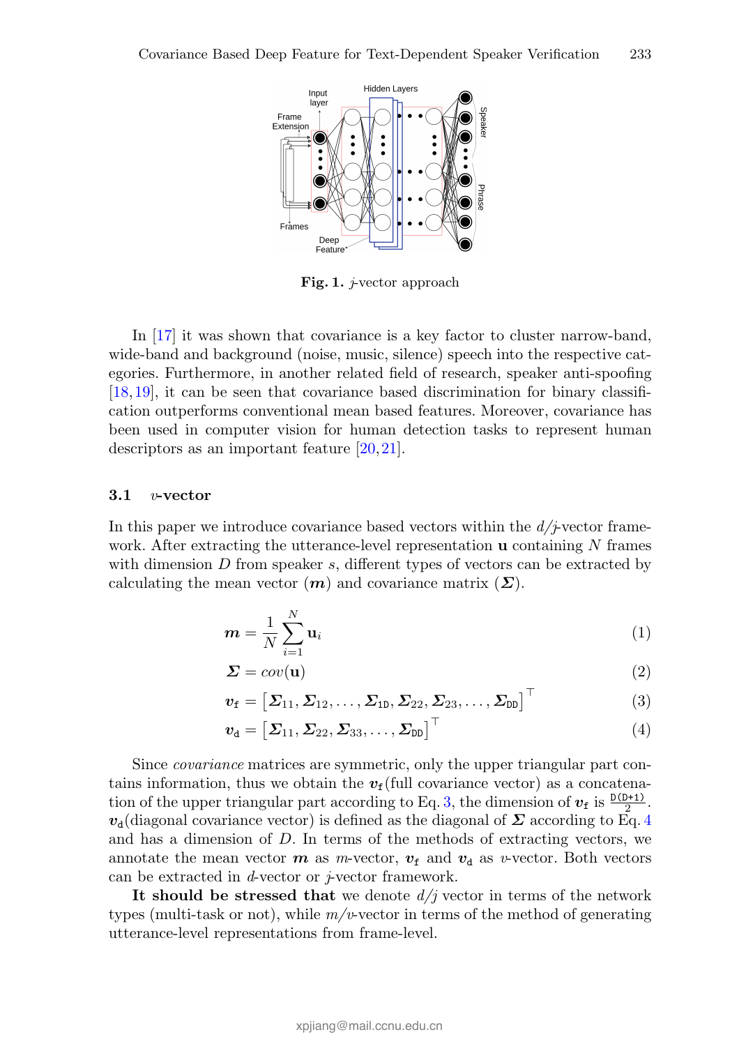**Fig. 1.** *j*-vector approach

In [17] it was shown that covariance is a key factor to cluster narrow-band, wide-band and background (noise, music, silence) speech into the respective categories. Furthermore, in another related field of research, speaker anti-spoofing [18,19], it can be seen that covariance based discrimination for binary classification outperforms conventional mean based features. Moreover, covariance has been used in computer vision for human detection tasks to represent human descriptors as an important feature [20,21].

### 3.1 *v*-vector

In this paper we introduce covariance based vectors within the *d*/*j*-vector framework. After extracting the utterance-level representation $\mathbf{u}$ containing $N$ frames with dimension $D$ from speaker $s$, different types of vectors can be extracted by calculating the mean vector ($\boldsymbol{m}$) and covariance matrix ($\boldsymbol{\Sigma}$).

$$\boldsymbol{m} = \frac{1}{N}\sum_{i=1}^{N}\mathbf{u}_i \tag{1}$$

$$\boldsymbol{\Sigma} = cov(\mathbf{u}) \tag{2}$$

$$\boldsymbol{v}_{\mathtt{f}} = \left[\boldsymbol{\Sigma}_{11}, \boldsymbol{\Sigma}_{12}, \ldots, \boldsymbol{\Sigma}_{1\mathtt{D}}, \boldsymbol{\Sigma}_{22}, \boldsymbol{\Sigma}_{23}, \ldots, \boldsymbol{\Sigma}_{\mathtt{DD}}\right]^{\top} \tag{3}$$

$$\boldsymbol{v}_{\mathtt{d}} = \left[\boldsymbol{\Sigma}_{11}, \boldsymbol{\Sigma}_{22}, \boldsymbol{\Sigma}_{33}, \ldots, \boldsymbol{\Sigma}_{\mathtt{DD}}\right]^{\top} \tag{4}$$

Since *covariance* matrices are symmetric, only the upper triangular part contains information, thus we obtain the $\boldsymbol{v}_{\mathtt{f}}$(full covariance vector) as a concatenation of the upper triangular part according to Eq. 3, the dimension of $\boldsymbol{v}_{\mathtt{f}}$ is $\frac{\mathtt{D(D+1)}}{2}$. $\boldsymbol{v}_{\mathtt{d}}$(diagonal covariance vector) is defined as the diagonal of $\boldsymbol{\Sigma}$ according to Eq. 4 and has a dimension of $D$. In terms of the methods of extracting vectors, we annotate the mean vector $\boldsymbol{m}$ as *m*-vector, $\boldsymbol{v}_{\mathtt{f}}$ and $\boldsymbol{v}_{\mathtt{d}}$ as *v*-vector. Both vectors can be extracted in *d*-vector or *j*-vector framework.

**It should be stressed that** we denote *d*/*j* vector in terms of the network types (multi-task or not), while *m*/*v*-vector in terms of the method of generating utterance-level representations from frame-level.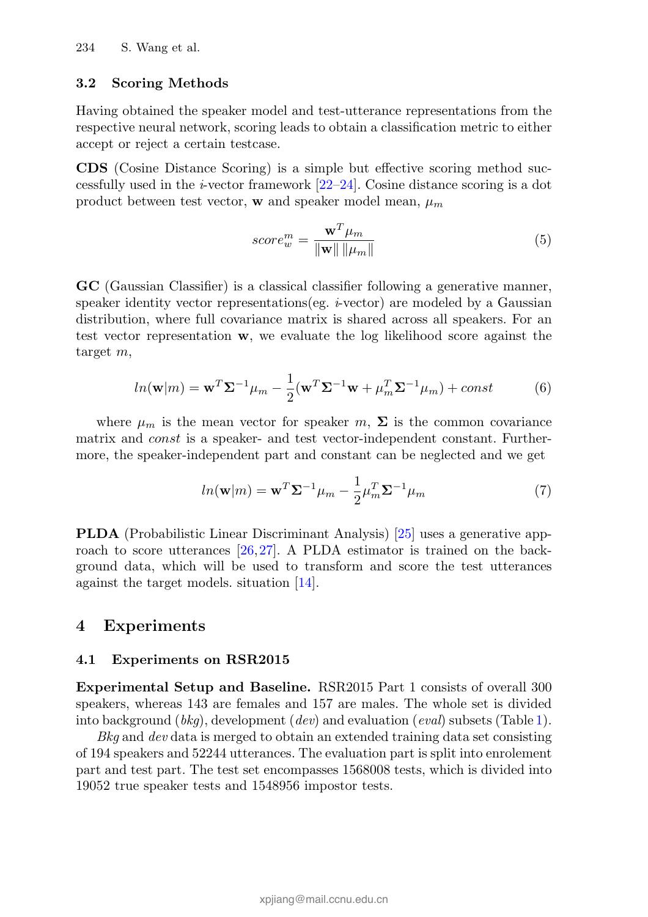### 3.2 Scoring Methods

Having obtained the speaker model and test-utterance representations from the respective neural network, scoring leads to obtain a classification metric to either accept or reject a certain testcase.

**CDS** (Cosine Distance Scoring) is a simple but effective scoring method successfully used in the *i*-vector framework [22–24]. Cosine distance scoring is a dot product between test vector, $\mathbf{w}$ and speaker model mean, $\mu_m$

$$score_w^m = \frac{\mathbf{w}^T \mu_m}{\|\mathbf{w}\| \, \|\mu_m\|} \tag{5}$$

**GC** (Gaussian Classifier) is a classical classifier following a generative manner, speaker identity vector representations(eg. *i*-vector) are modeled by a Gaussian distribution, where full covariance matrix is shared across all speakers. For an test vector representation $\mathbf{w}$, we evaluate the log likelihood score against the target $m$,

$$ln(\mathbf{w}|m) = \mathbf{w}^T \mathbf{\Sigma}^{-1} \mu_m - \frac{1}{2}(\mathbf{w}^T \mathbf{\Sigma}^{-1} \mathbf{w} + \mu_m^T \mathbf{\Sigma}^{-1} \mu_m) + const \tag{6}$$

where $\mu_m$ is the mean vector for speaker $m$, $\mathbf{\Sigma}$ is the common covariance matrix and *const* is a speaker- and test vector-independent constant. Furthermore, the speaker-independent part and constant can be neglected and we get

$$ln(\mathbf{w}|m) = \mathbf{w}^T \mathbf{\Sigma}^{-1} \mu_m - \frac{1}{2} \mu_m^T \mathbf{\Sigma}^{-1} \mu_m \tag{7}$$

**PLDA** (Probabilistic Linear Discriminant Analysis) [25] uses a generative approach to score utterances [26,27]. A PLDA estimator is trained on the background data, which will be used to transform and score the test utterances against the target models. situation [14].

## 4 Experiments

### 4.1 Experiments on RSR2015

**Experimental Setup and Baseline.** RSR2015 Part 1 consists of overall 300 speakers, whereas 143 are females and 157 are males. The whole set is divided into background (*bkg*), development (*dev*) and evaluation (*eval*) subsets (Table 1).

*Bkg* and *dev* data is merged to obtain an extended training data set consisting of 194 speakers and 52244 utterances. The evaluation part is split into enrolement part and test part. The test set encompasses 1568008 tests, which is divided into 19052 true speaker tests and 1548956 impostor tests.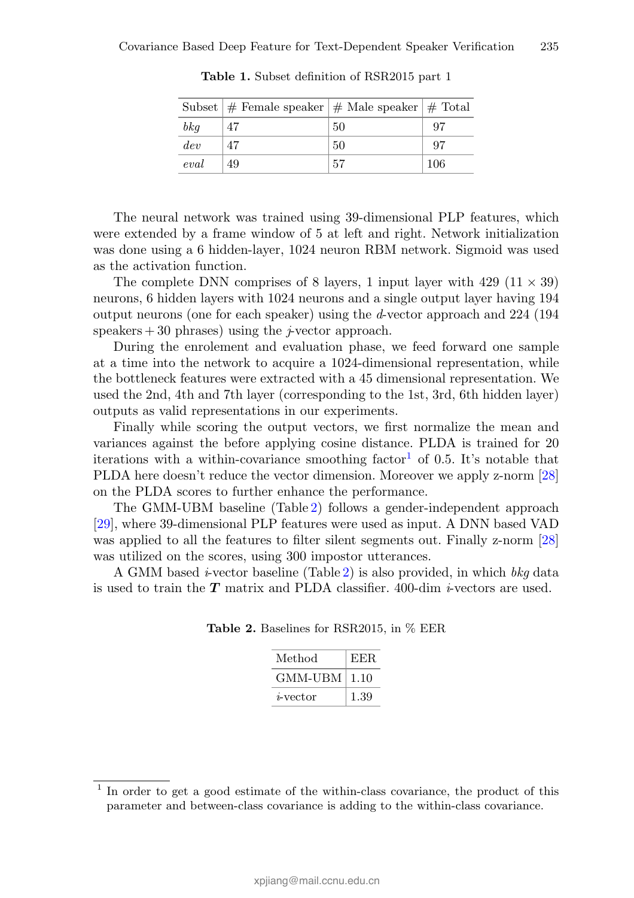**Table 1.** Subset definition of RSR2015 part 1

| Subset | # Female speaker | # Male speaker | # Total |
|---|---|---|---|
| *bkg* | 47 | 50 | 97 |
| *dev* | 47 | 50 | 97 |
| *eval* | 49 | 57 | 106 |

The neural network was trained using 39-dimensional PLP features, which were extended by a frame window of 5 at left and right. Network initialization was done using a 6 hidden-layer, 1024 neuron RBM network. Sigmoid was used as the activation function.

The complete DNN comprises of 8 layers, 1 input layer with 429 ($11 \times 39$) neurons, 6 hidden layers with 1024 neurons and a single output layer having 194 output neurons (one for each speaker) using the *d*-vector approach and 224 (194 speakers + 30 phrases) using the *j*-vector approach.

During the enrolement and evaluation phase, we feed forward one sample at a time into the network to acquire a 1024-dimensional representation, while the bottleneck features were extracted with a 45 dimensional representation. We used the 2nd, 4th and 7th layer (corresponding to the 1st, 3rd, 6th hidden layer) outputs as valid representations in our experiments.

Finally while scoring the output vectors, we first normalize the mean and variances against the before applying cosine distance. PLDA is trained for 20 iterations with a within-covariance smoothing factor[1] of 0.5. It's notable that PLDA here doesn't reduce the vector dimension. Moreover we apply z-norm [28] on the PLDA scores to further enhance the performance.

The GMM-UBM baseline (Table 2) follows a gender-independent approach [29], where 39-dimensional PLP features were used as input. A DNN based VAD was applied to all the features to filter silent segments out. Finally z-norm [28] was utilized on the scores, using 300 impostor utterances.

A GMM based *i*-vector baseline (Table 2) is also provided, in which *bkg* data is used to train the $\boldsymbol{T}$ matrix and PLDA classifier. 400-dim *i*-vectors are used.

**Table 2.** Baselines for RSR2015, in % EER

| Method | EER |
|---|---|
| GMM-UBM | 1.10 |
| *i*-vector | 1.39 |

[1] In order to get a good estimate of the within-class covariance, the product of this parameter and between-class covariance is adding to the within-class covariance.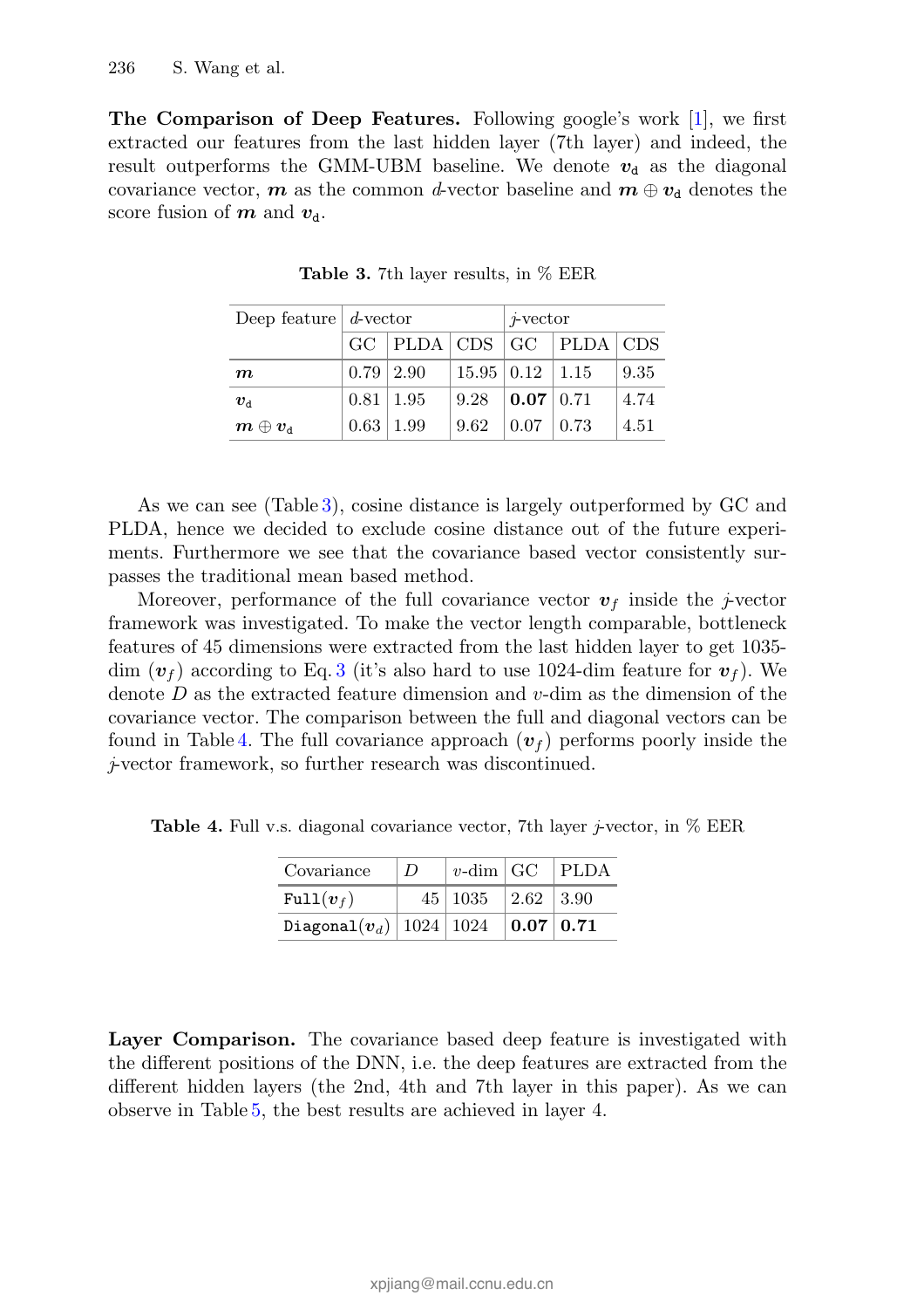**The Comparison of Deep Features.** Following google's work [1], we first extracted our features from the last hidden layer (7th layer) and indeed, the result outperforms the GMM-UBM baseline. We denote $\boldsymbol{v}_{\mathtt{d}}$ as the diagonal covariance vector, $\boldsymbol{m}$ as the common *d*-vector baseline and $\boldsymbol{m} \oplus \boldsymbol{v}_{\mathtt{d}}$ denotes the score fusion of $\boldsymbol{m}$ and $\boldsymbol{v}_{\mathtt{d}}$.

**Table 3.** 7th layer results, in % EER

| Deep feature | *d*-vector | | | *j*-vector | | |
|---|---|---|---|---|---|---|
| | GC | PLDA | CDS | GC | PLDA | CDS |
| $\boldsymbol{m}$ | 0.79 | 2.90 | 15.95 | 0.12 | 1.15 | 9.35 |
| $\boldsymbol{v}_{\mathtt{d}}$ | 0.81 | 1.95 | 9.28 | **0.07** | 0.71 | 4.74 |
| $\boldsymbol{m} \oplus \boldsymbol{v}_{\mathtt{d}}$ | 0.63 | 1.99 | 9.62 | 0.07 | 0.73 | 4.51 |

As we can see (Table 3), cosine distance is largely outperformed by GC and PLDA, hence we decided to exclude cosine distance out of the future experiments. Furthermore we see that the covariance based vector consistently surpasses the traditional mean based method.

Moreover, performance of the full covariance vector $\boldsymbol{v}_f$ inside the *j*-vector framework was investigated. To make the vector length comparable, bottleneck features of 45 dimensions were extracted from the last hidden layer to get 1035-dim ($\boldsymbol{v}_f$) according to Eq. 3 (it's also hard to use 1024-dim feature for $\boldsymbol{v}_f$). We denote $D$ as the extracted feature dimension and $v$-dim as the dimension of the covariance vector. The comparison between the full and diagonal vectors can be found in Table 4. The full covariance approach ($\boldsymbol{v}_f$) performs poorly inside the *j*-vector framework, so further research was discontinued.

**Table 4.** Full v.s. diagonal covariance vector, 7th layer *j*-vector, in % EER

| Covariance | $D$ | $v$-dim | GC | PLDA |
|---|---|---|---|---|
| `Full`($\boldsymbol{v}_f$) | 45 | 1035 | 2.62 | 3.90 |
| `Diagonal`($\boldsymbol{v}_d$) | 1024 | 1024 | **0.07** | **0.71** |

**Layer Comparison.** The covariance based deep feature is investigated with the different positions of the DNN, i.e. the deep features are extracted from the different hidden layers (the 2nd, 4th and 7th layer in this paper). As we can observe in Table 5, the best results are achieved in layer 4.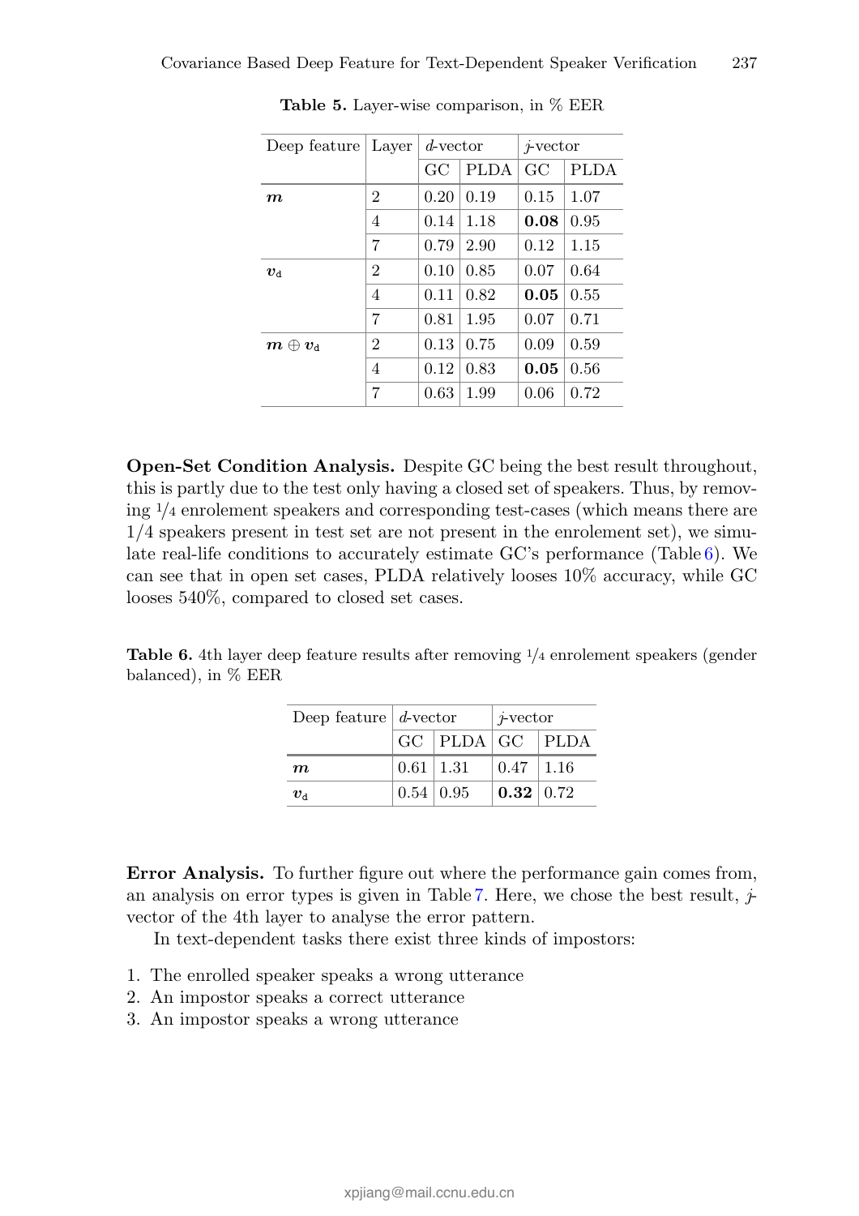**Table 5.** Layer-wise comparison, in % EER

| Deep feature | Layer | *d*-vector | | *j*-vector | |
|---|---|---|---|---|---|
| | | GC | PLDA | GC | PLDA |
| $\boldsymbol{m}$ | 2 | 0.20 | 0.19 | 0.15 | 1.07 |
| | 4 | 0.14 | 1.18 | **0.08** | 0.95 |
| | 7 | 0.79 | 2.90 | 0.12 | 1.15 |
| $\boldsymbol{v}_{\mathtt{d}}$ | 2 | 0.10 | 0.85 | 0.07 | 0.64 |
| | 4 | 0.11 | 0.82 | **0.05** | 0.55 |
| | 7 | 0.81 | 1.95 | 0.07 | 0.71 |
| $\boldsymbol{m} \oplus \boldsymbol{v}_{\mathtt{d}}$ | 2 | 0.13 | 0.75 | 0.09 | 0.59 |
| | 4 | 0.12 | 0.83 | **0.05** | 0.56 |
| | 7 | 0.63 | 1.99 | 0.06 | 0.72 |

**Open-Set Condition Analysis.** Despite GC being the best result throughout, this is partly due to the test only having a closed set of speakers. Thus, by removing 1/4 enrolement speakers and corresponding test-cases (which means there are 1/4 speakers present in test set are not present in the enrolement set), we simulate real-life conditions to accurately estimate GC's performance (Table 6). We can see that in open set cases, PLDA relatively looses 10% accuracy, while GC looses 540%, compared to closed set cases.

**Table 6.** 4th layer deep feature results after removing 1/4 enrolement speakers (gender balanced), in % EER

| Deep feature | *d*-vector | | *j*-vector | |
|---|---|---|---|---|
| | GC | PLDA | GC | PLDA |
| $\boldsymbol{m}$ | 0.61 | 1.31 | 0.47 | 1.16 |
| $\boldsymbol{v}_{\mathtt{d}}$ | 0.54 | 0.95 | **0.32** | 0.72 |

**Error Analysis.** To further figure out where the performance gain comes from, an analysis on error types is given in Table 7. Here, we chose the best result, *j*-vector of the 4th layer to analyse the error pattern.

In text-dependent tasks there exist three kinds of impostors:

1. The enrolled speaker speaks a wrong utterance
2. An impostor speaks a correct utterance
3. An impostor speaks a wrong utterance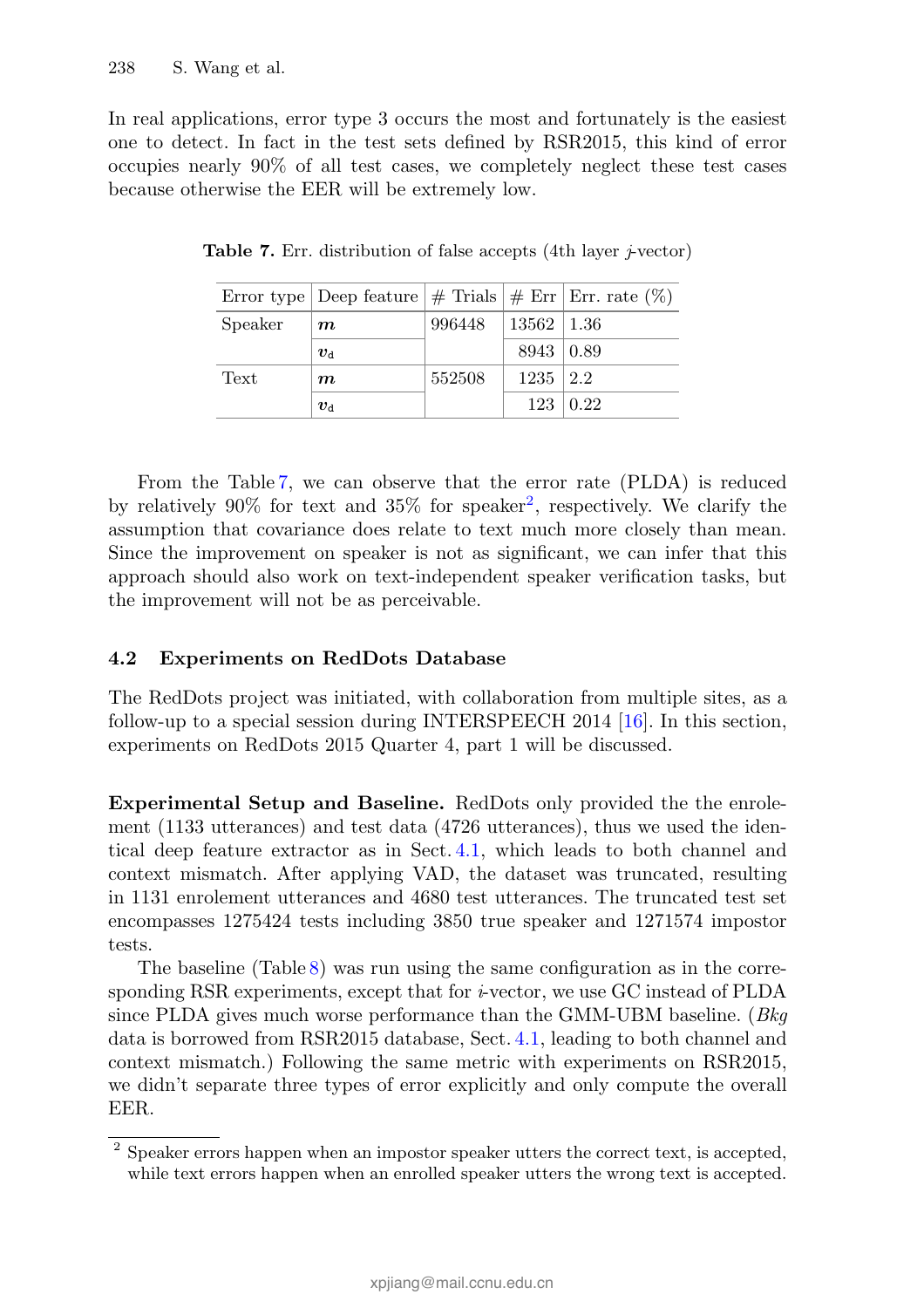In real applications, error type 3 occurs the most and fortunately is the easiest one to detect. In fact in the test sets defined by RSR2015, this kind of error occupies nearly 90% of all test cases, we completely neglect these test cases because otherwise the EER will be extremely low.

**Table 7.** Err. distribution of false accepts (4th layer *j*-vector)

| Error type | Deep feature | # Trials | # Err | Err. rate (%) |
|---|---|---|---|---|
| Speaker | $\boldsymbol{m}$ | 996448 | 13562 | 1.36 |
| | $\boldsymbol{v}_{\mathrm{d}}$ | | 8943 | 0.89 |
| Text | $\boldsymbol{m}$ | 552508 | 1235 | 2.2 |
| | $\boldsymbol{v}_{\mathrm{d}}$ | | 123 | 0.22 |

From the Table 7, we can observe that the error rate (PLDA) is reduced by relatively 90% for text and 35% for speaker[2], respectively. We clarify the assumption that covariance does relate to text much more closely than mean. Since the improvement on speaker is not as significant, we can infer that this approach should also work on text-independent speaker verification tasks, but the improvement will not be as perceivable.

### 4.2 Experiments on RedDots Database

The RedDots project was initiated, with collaboration from multiple sites, as a follow-up to a special session during INTERSPEECH 2014 [16]. In this section, experiments on RedDots 2015 Quarter 4, part 1 will be discussed.

**Experimental Setup and Baseline.** RedDots only provided the the enrolement (1133 utterances) and test data (4726 utterances), thus we used the identical deep feature extractor as in Sect. 4.1, which leads to both channel and context mismatch. After applying VAD, the dataset was truncated, resulting in 1131 enrolement utterances and 4680 test utterances. The truncated test set encompasses 1275424 tests including 3850 true speaker and 1271574 impostor tests.

The baseline (Table 8) was run using the same configuration as in the corresponding RSR experiments, except that for *i*-vector, we use GC instead of PLDA since PLDA gives much worse performance than the GMM-UBM baseline. (*Bkg* data is borrowed from RSR2015 database, Sect. 4.1, leading to both channel and context mismatch.) Following the same metric with experiments on RSR2015, we didn't separate three types of error explicitly and only compute the overall EER.

[2] Speaker errors happen when an impostor speaker utters the correct text, is accepted, while text errors happen when an enrolled speaker utters the wrong text is accepted.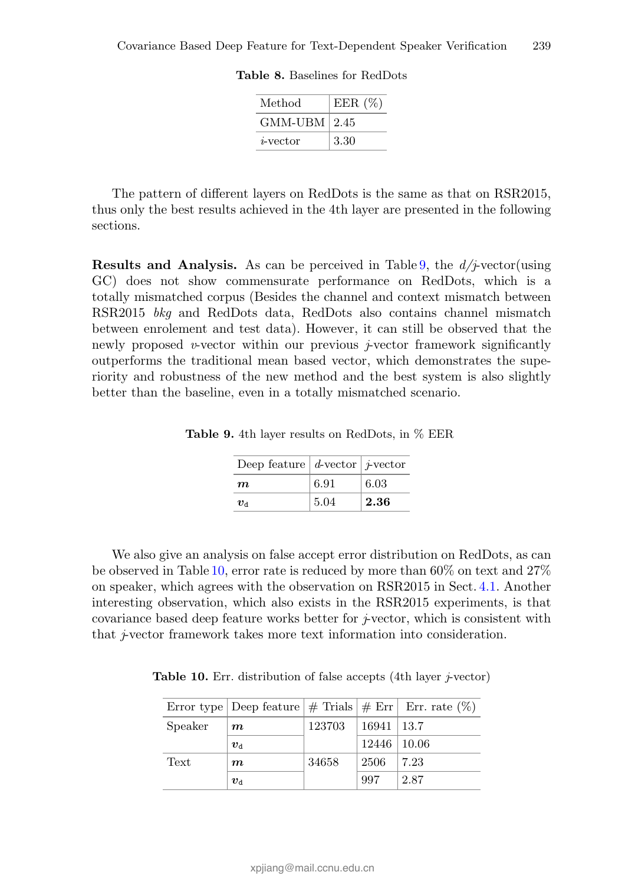**Table 8.** Baselines for RedDots

| Method | EER (%) |
|---|---|
| GMM-UBM | 2.45 |
| *i*-vector | 3.30 |

The pattern of different layers on RedDots is the same as that on RSR2015, thus only the best results achieved in the 4th layer are presented in the following sections.

**Results and Analysis.** As can be perceived in Table 9, the *d/j*-vector(using GC) does not show commensurate performance on RedDots, which is a totally mismatched corpus (Besides the channel and context mismatch between RSR2015 *bkg* and RedDots data, RedDots also contains channel mismatch between enrolement and test data). However, it can still be observed that the newly proposed *v*-vector within our previous *j*-vector framework significantly outperforms the traditional mean based vector, which demonstrates the superiority and robustness of the new method and the best system is also slightly better than the baseline, even in a totally mismatched scenario.

**Table 9.** 4th layer results on RedDots, in % EER

| Deep feature | *d*-vector | *j*-vector |
|---|---|---|
| $\boldsymbol{m}$ | 6.91 | 6.03 |
| $\boldsymbol{v}_{\mathrm{d}}$ | 5.04 | **2.36** |

We also give an analysis on false accept error distribution on RedDots, as can be observed in Table 10, error rate is reduced by more than 60% on text and 27% on speaker, which agrees with the observation on RSR2015 in Sect. 4.1. Another interesting observation, which also exists in the RSR2015 experiments, is that covariance based deep feature works better for *j*-vector, which is consistent with that *j*-vector framework takes more text information into consideration.

**Table 10.** Err. distribution of false accepts (4th layer *j*-vector)

| Error type | Deep feature | # Trials | # Err | Err. rate (%) |
|---|---|---|---|---|
| Speaker | $\boldsymbol{m}$ | 123703 | 16941 | 13.7 |
| | $\boldsymbol{v}_{\mathrm{d}}$ | | 12446 | 10.06 |
| Text | $\boldsymbol{m}$ | 34658 | 2506 | 7.23 |
| | $\boldsymbol{v}_{\mathrm{d}}$ | | 997 | 2.87 |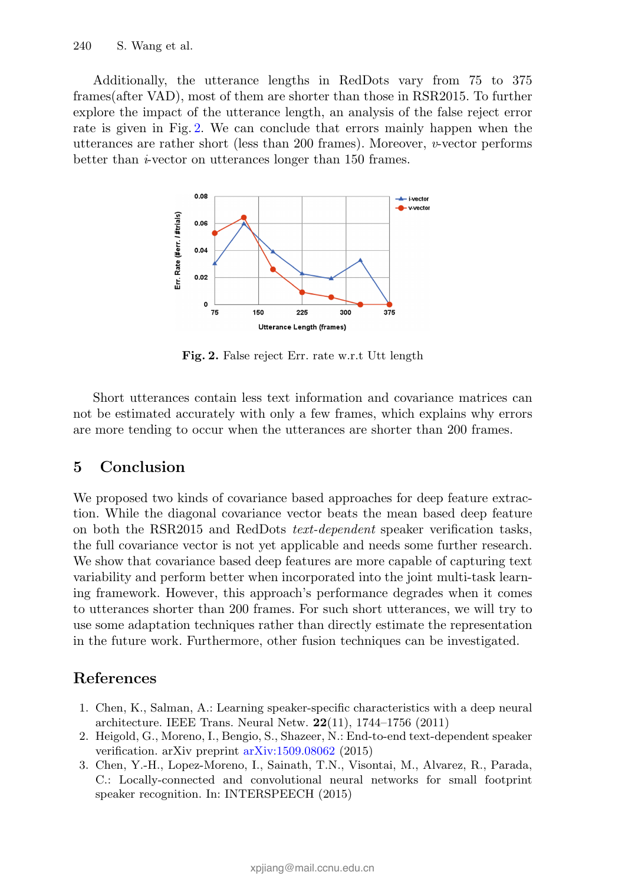Additionally, the utterance lengths in RedDots vary from 75 to 375 frames(after VAD), most of them are shorter than those in RSR2015. To further explore the impact of the utterance length, an analysis of the false reject error rate is given in Fig. 2. We can conclude that errors mainly happen when the utterances are rather short (less than 200 frames). Moreover, *v*-vector performs better than *i*-vector on utterances longer than 150 frames.

**Fig. 2.** False reject Err. rate w.r.t Utt length

Short utterances contain less text information and covariance matrices can not be estimated accurately with only a few frames, which explains why errors are more tending to occur when the utterances are shorter than 200 frames.

## 5 Conclusion

We proposed two kinds of covariance based approaches for deep feature extraction. While the diagonal covariance vector beats the mean based deep feature on both the RSR2015 and RedDots *text-dependent* speaker verification tasks, the full covariance vector is not yet applicable and needs some further research. We show that covariance based deep features are more capable of capturing text variability and perform better when incorporated into the joint multi-task learning framework. However, this approach's performance degrades when it comes to utterances shorter than 200 frames. For such short utterances, we will try to use some adaptation techniques rather than directly estimate the representation in the future work. Furthermore, other fusion techniques can be investigated.

## References

1. Chen, K., Salman, A.: Learning speaker-specific characteristics with a deep neural architecture. IEEE Trans. Neural Netw. **22**(11), 1744–1756 (2011)
2. Heigold, G., Moreno, I., Bengio, S., Shazeer, N.: End-to-end text-dependent speaker verification. arXiv preprint arXiv:1509.08062 (2015)
3. Chen, Y.-H., Lopez-Moreno, I., Sainath, T.N., Visontai, M., Alvarez, R., Parada, C.: Locally-connected and convolutional neural networks for small footprint speaker recognition. In: INTERSPEECH (2015)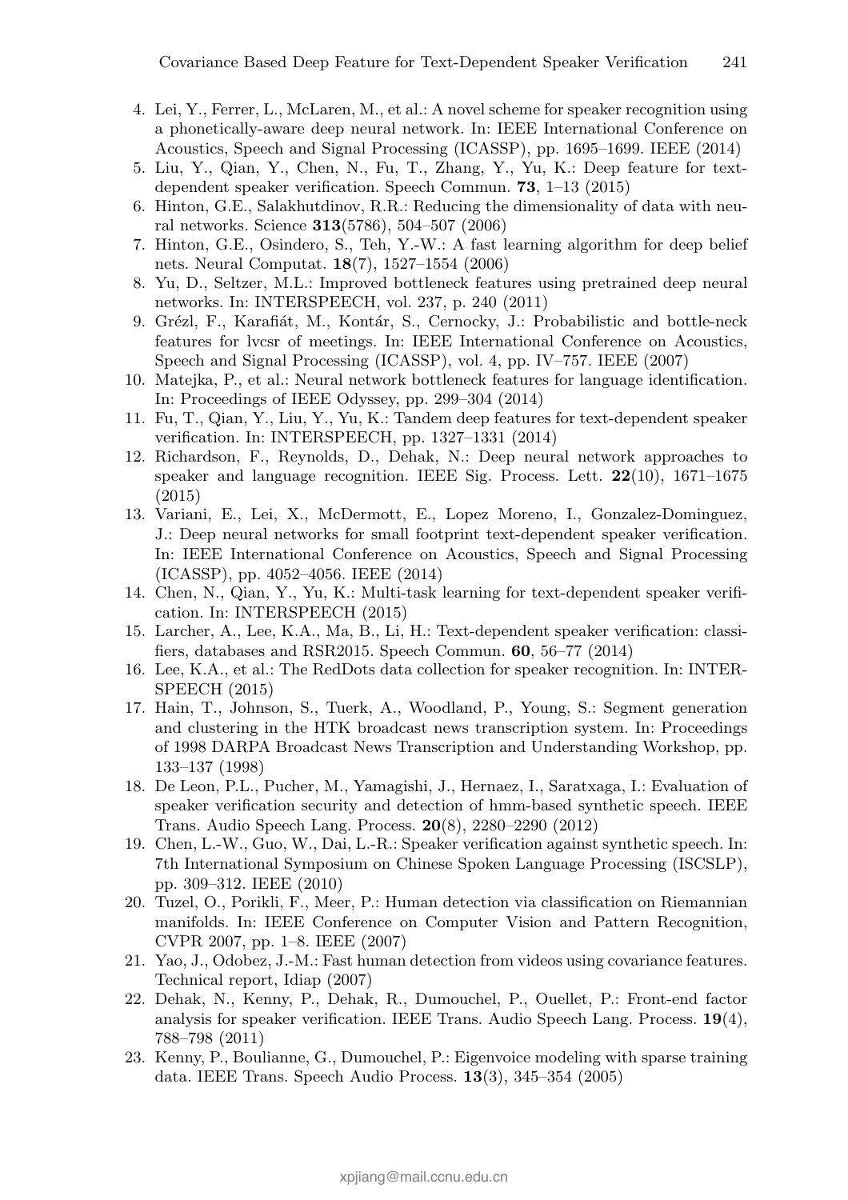4. Lei, Y., Ferrer, L., McLaren, M., et al.: A novel scheme for speaker recognition using a phonetically-aware deep neural network. In: IEEE International Conference on Acoustics, Speech and Signal Processing (ICASSP), pp. 1695–1699. IEEE (2014)
5. Liu, Y., Qian, Y., Chen, N., Fu, T., Zhang, Y., Yu, K.: Deep feature for text-dependent speaker verification. Speech Commun. **73**, 1–13 (2015)
6. Hinton, G.E., Salakhutdinov, R.R.: Reducing the dimensionality of data with neural networks. Science **313**(5786), 504–507 (2006)
7. Hinton, G.E., Osindero, S., Teh, Y.-W.: A fast learning algorithm for deep belief nets. Neural Computat. **18**(7), 1527–1554 (2006)
8. Yu, D., Seltzer, M.L.: Improved bottleneck features using pretrained deep neural networks. In: INTERSPEECH, vol. 237, p. 240 (2011)
9. Grézl, F., Karafiát, M., Kontár, S., Cernocky, J.: Probabilistic and bottle-neck features for lvcsr of meetings. In: IEEE International Conference on Acoustics, Speech and Signal Processing (ICASSP), vol. 4, pp. IV–757. IEEE (2007)
10. Matejka, P., et al.: Neural network bottleneck features for language identification. In: Proceedings of IEEE Odyssey, pp. 299–304 (2014)
11. Fu, T., Qian, Y., Liu, Y., Yu, K.: Tandem deep features for text-dependent speaker verification. In: INTERSPEECH, pp. 1327–1331 (2014)
12. Richardson, F., Reynolds, D., Dehak, N.: Deep neural network approaches to speaker and language recognition. IEEE Sig. Process. Lett. **22**(10), 1671–1675 (2015)
13. Variani, E., Lei, X., McDermott, E., Lopez Moreno, I., Gonzalez-Dominguez, J.: Deep neural networks for small footprint text-dependent speaker verification. In: IEEE International Conference on Acoustics, Speech and Signal Processing (ICASSP), pp. 4052–4056. IEEE (2014)
14. Chen, N., Qian, Y., Yu, K.: Multi-task learning for text-dependent speaker verification. In: INTERSPEECH (2015)
15. Larcher, A., Lee, K.A., Ma, B., Li, H.: Text-dependent speaker verification: classifiers, databases and RSR2015. Speech Commun. **60**, 56–77 (2014)
16. Lee, K.A., et al.: The RedDots data collection for speaker recognition. In: INTERSPEECH (2015)
17. Hain, T., Johnson, S., Tuerk, A., Woodland, P., Young, S.: Segment generation and clustering in the HTK broadcast news transcription system. In: Proceedings of 1998 DARPA Broadcast News Transcription and Understanding Workshop, pp. 133–137 (1998)
18. De Leon, P.L., Pucher, M., Yamagishi, J., Hernaez, I., Saratxaga, I.: Evaluation of speaker verification security and detection of hmm-based synthetic speech. IEEE Trans. Audio Speech Lang. Process. **20**(8), 2280–2290 (2012)
19. Chen, L.-W., Guo, W., Dai, L.-R.: Speaker verification against synthetic speech. In: 7th International Symposium on Chinese Spoken Language Processing (ISCSLP), pp. 309–312. IEEE (2010)
20. Tuzel, O., Porikli, F., Meer, P.: Human detection via classification on Riemannian manifolds. In: IEEE Conference on Computer Vision and Pattern Recognition, CVPR 2007, pp. 1–8. IEEE (2007)
21. Yao, J., Odobez, J.-M.: Fast human detection from videos using covariance features. Technical report, Idiap (2007)
22. Dehak, N., Kenny, P., Dehak, R., Dumouchel, P., Ouellet, P.: Front-end factor analysis for speaker verification. IEEE Trans. Audio Speech Lang. Process. **19**(4), 788–798 (2011)
23. Kenny, P., Boulianne, G., Dumouchel, P.: Eigenvoice modeling with sparse training data. IEEE Trans. Speech Audio Process. **13**(3), 345–354 (2005)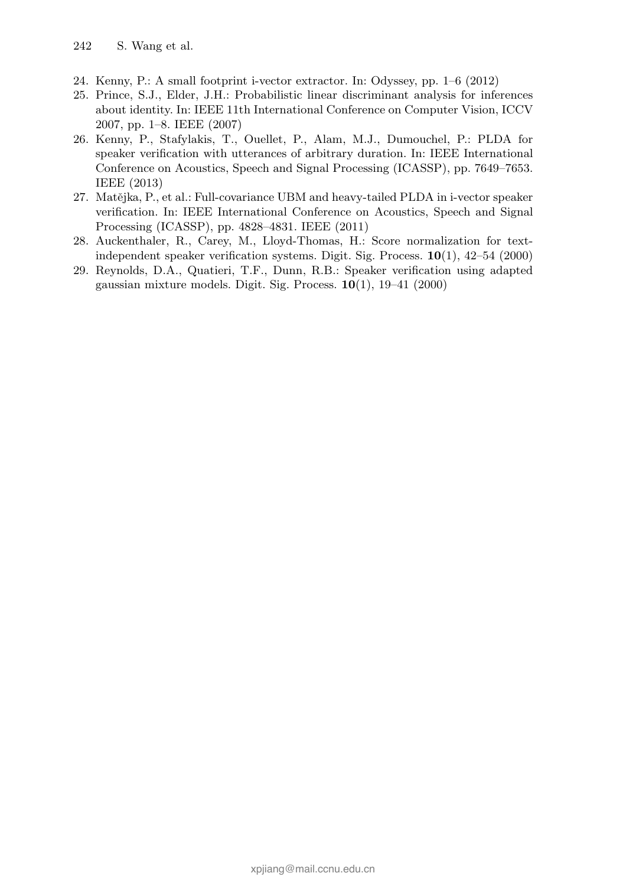24. Kenny, P.: A small footprint i-vector extractor. In: Odyssey, pp. 1–6 (2012)
25. Prince, S.J., Elder, J.H.: Probabilistic linear discriminant analysis for inferences about identity. In: IEEE 11th International Conference on Computer Vision, ICCV 2007, pp. 1–8. IEEE (2007)
26. Kenny, P., Stafylakis, T., Ouellet, P., Alam, M.J., Dumouchel, P.: PLDA for speaker verification with utterances of arbitrary duration. In: IEEE International Conference on Acoustics, Speech and Signal Processing (ICASSP), pp. 7649–7653. IEEE (2013)
27. Matějka, P., et al.: Full-covariance UBM and heavy-tailed PLDA in i-vector speaker verification. In: IEEE International Conference on Acoustics, Speech and Signal Processing (ICASSP), pp. 4828–4831. IEEE (2011)
28. Auckenthaler, R., Carey, M., Lloyd-Thomas, H.: Score normalization for text-independent speaker verification systems. Digit. Sig. Process. **10**(1), 42–54 (2000)
29. Reynolds, D.A., Quatieri, T.F., Dunn, R.B.: Speaker verification using adapted gaussian mixture models. Digit. Sig. Process. **10**(1), 19–41 (2000)